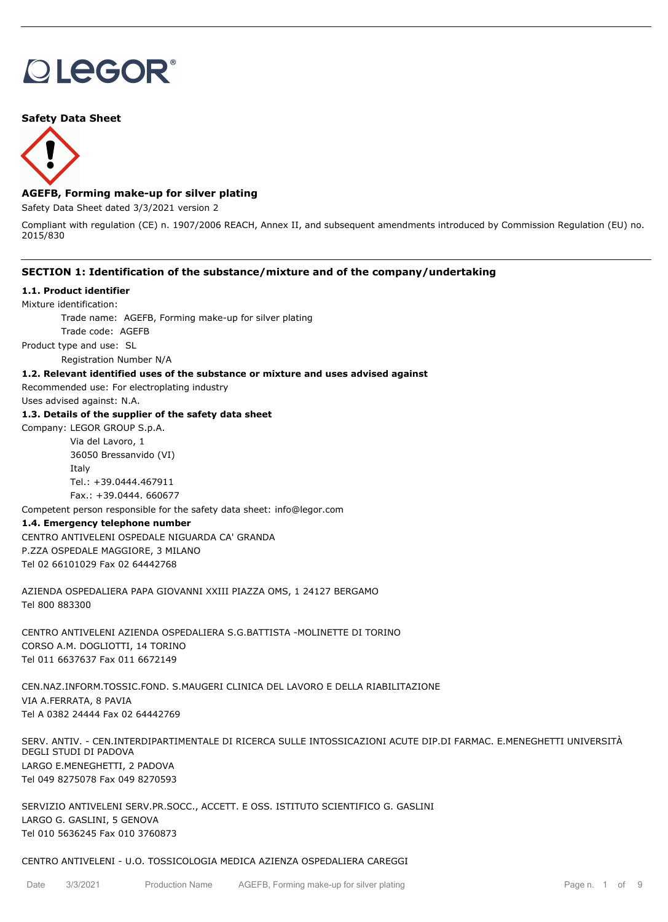**Safety Data Sheet**

## AGEFB, Forming make-up for silver plating

Safety Data Sheet dated 3/3/2021 version 2

Compliant with regulation (CE) n. 1907/2006 REACH, Annex II, and subsequent amendments introduced by Commission Regulation (EU) no. 2015/830

## SECTION 1: Identification of the substance/mixture and of the company/undertaking

### 1.1. Product identifier

Mixture identification:

Trade name: AGEFB, Forming make-up for silver plating

Trade code: AGEFB

Product type and use: SL

Registration Number N/A

### 1.2. Relevant identified uses of the substance or mixture and uses advised against

Recommended use: For electroplating industry

Uses advised against: N.A.

### 1.3. Details of the supplier of the safety data sheet

Company: LEGOR GROUP S.p.A.

Via del Lavoro, 1
36050 Bressanvido (VI)
Italy
Tel.: +39.0444.467911
Fax.: +39.0444. 660677

Competent person responsible for the safety data sheet: info@legor.com

### 1.4. Emergency telephone number

CENTRO ANTIVELENI OSPEDALE NIGUARDA CA' GRANDA
P.ZZA OSPEDALE MAGGIORE, 3 MILANO
Tel 02 66101029 Fax 02 64442768

AZIENDA OSPEDALIERA PAPA GIOVANNI XXIII PIAZZA OMS, 1 24127 BERGAMO
Tel 800 883300

CENTRO ANTIVELENI AZIENDA OSPEDALIERA S.G.BATTISTA -MOLINETTE DI TORINO
CORSO A.M. DOGLIOTTI, 14 TORINO
Tel 011 6637637 Fax 011 6672149

CEN.NAZ.INFORM.TOSSIC.FOND. S.MAUGERI CLINICA DEL LAVORO E DELLA RIABILITAZIONE
VIA A.FERRATA, 8 PAVIA
Tel A 0382 24444 Fax 02 64442769

SERV. ANTIV. - CEN.INTERDIPARTIMENTALE DI RICERCA SULLE INTOSSICAZIONI ACUTE DIP.DI FARMAC. E.MENEGHETTI UNIVERSITÀ DEGLI STUDI DI PADOVA
LARGO E.MENEGHETTI, 2 PADOVA
Tel 049 8275078 Fax 049 8270593

SERVIZIO ANTIVELENI SERV.PR.SOCC., ACCETT. E OSS. ISTITUTO SCIENTIFICO G. GASLINI
LARGO G. GASLINI, 5 GENOVA
Tel 010 5636245 Fax 010 3760873

CENTRO ANTIVELENI - U.O. TOSSICOLOGIA MEDICA AZIENZA OSPEDALIERA CAREGGI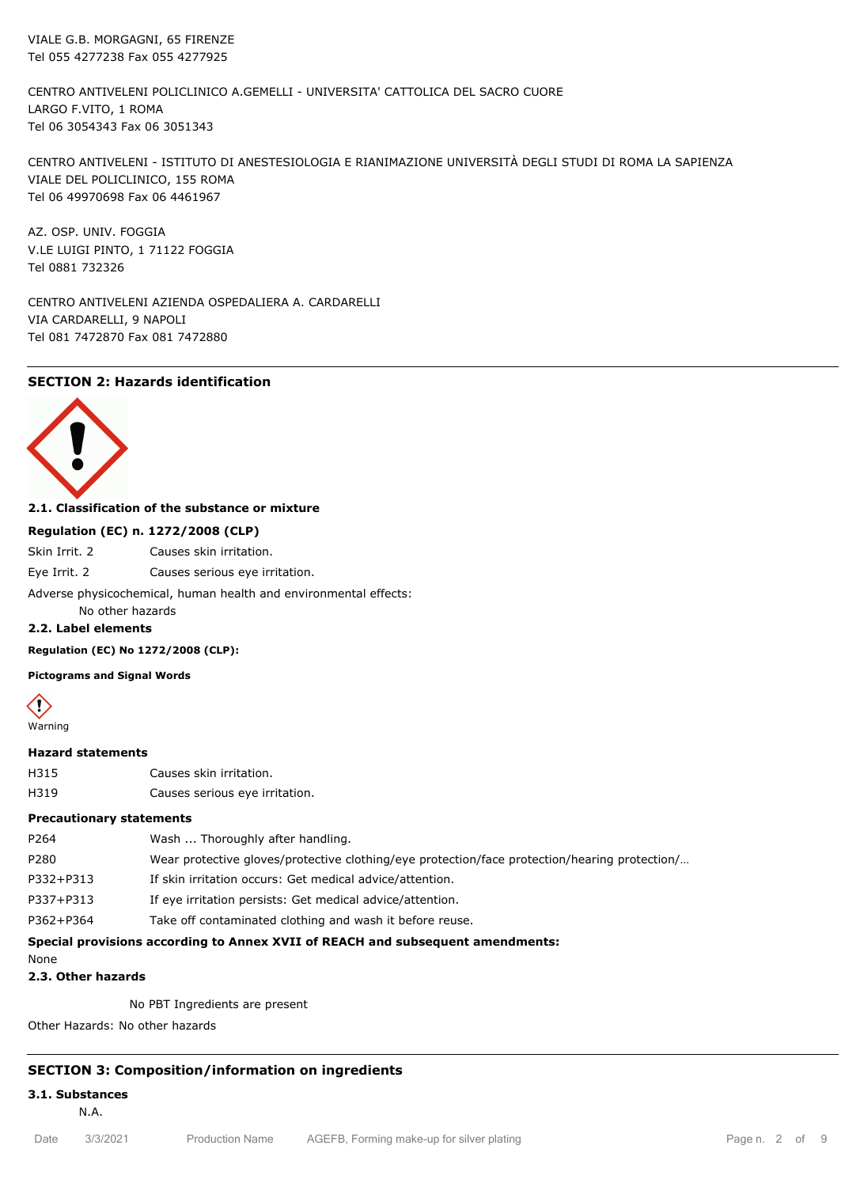VIALE G.B. MORGAGNI, 65 FIRENZE
Tel 055 4277238 Fax 055 4277925

CENTRO ANTIVELENI POLICLINICO A.GEMELLI - UNIVERSITA' CATTOLICA DEL SACRO CUORE
LARGO F.VITO, 1 ROMA
Tel 06 3054343 Fax 06 3051343

CENTRO ANTIVELENI - ISTITUTO DI ANESTESIOLOGIA E RIANIMAZIONE UNIVERSITÀ DEGLI STUDI DI ROMA LA SAPIENZA
VIALE DEL POLICLINICO, 155 ROMA
Tel 06 49970698 Fax 06 4461967

AZ. OSP. UNIV. FOGGIA
V.LE LUIGI PINTO, 1 71122 FOGGIA
Tel 0881 732326

CENTRO ANTIVELENI AZIENDA OSPEDALIERA A. CARDARELLI
VIA CARDARELLI, 9 NAPOLI
Tel 081 7472870 Fax 081 7472880

## SECTION 2: Hazards identification

### 2.1. Classification of the substance or mixture

**Regulation (EC) n. 1272/2008 (CLP)**

| | |
|---|---|
| Skin Irrit. 2 | Causes skin irritation. |
| Eye Irrit. 2 | Causes serious eye irritation. |

Adverse physicochemical, human health and environmental effects:

No other hazards

### 2.2. Label elements

**Regulation (EC) No 1272/2008 (CLP):**

**Pictograms and Signal Words**

Warning

**Hazard statements**

| | |
|---|---|
| H315 | Causes skin irritation. |
| H319 | Causes serious eye irritation. |

**Precautionary statements**

| | |
|---|---|
| P264 | Wash ... Thoroughly after handling. |
| P280 | Wear protective gloves/protective clothing/eye protection/face protection/hearing protection/… |
| P332+P313 | If skin irritation occurs: Get medical advice/attention. |
| P337+P313 | If eye irritation persists: Get medical advice/attention. |
| P362+P364 | Take off contaminated clothing and wash it before reuse. |

**Special provisions according to Annex XVII of REACH and subsequent amendments:**

None

### 2.3. Other hazards

No PBT Ingredients are present

Other Hazards: No other hazards

## SECTION 3: Composition/information on ingredients

### 3.1. Substances

N.A.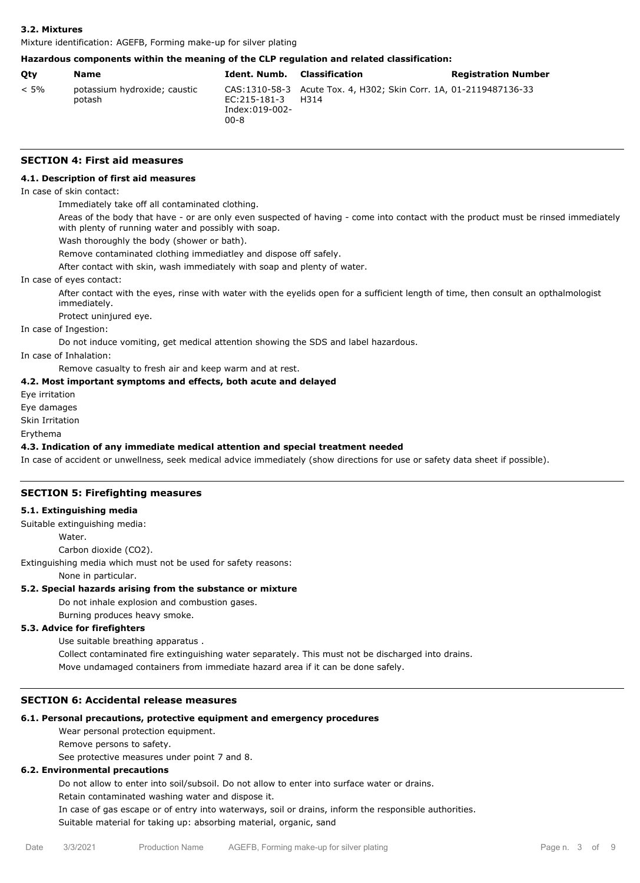### 3.2. Mixtures

Mixture identification: AGEFB, Forming make-up for silver plating

**Hazardous components within the meaning of the CLP regulation and related classification:**

| Qty | Name | Ident. Numb. | Classification | Registration Number |
|---|---|---|---|---|
| < 5% | potassium hydroxide; caustic potash | CAS:1310-58-3 EC:215-181-3 Index:019-002-00-8 | Acute Tox. 4, H302; Skin Corr. 1A, H314 | 01-2119487136-33 |

## SECTION 4: First aid measures

### 4.1. Description of first aid measures

In case of skin contact:

Immediately take off all contaminated clothing.

Areas of the body that have - or are only even suspected of having - come into contact with the product must be rinsed immediately with plenty of running water and possibly with soap.

Wash thoroughly the body (shower or bath).

Remove contaminated clothing immediatley and dispose off safely.

After contact with skin, wash immediately with soap and plenty of water.

In case of eyes contact:

After contact with the eyes, rinse with water with the eyelids open for a sufficient length of time, then consult an opthalmologist immediately.

Protect uninjured eye.

In case of Ingestion:

Do not induce vomiting, get medical attention showing the SDS and label hazardous.

In case of Inhalation:

Remove casualty to fresh air and keep warm and at rest.

### 4.2. Most important symptoms and effects, both acute and delayed

Eye irritation

Eye damages

Skin Irritation

Erythema

### 4.3. Indication of any immediate medical attention and special treatment needed

In case of accident or unwellness, seek medical advice immediately (show directions for use or safety data sheet if possible).

## SECTION 5: Firefighting measures

### 5.1. Extinguishing media

Suitable extinguishing media:

Water.

Carbon dioxide ($CO_2$).

Extinguishing media which must not be used for safety reasons:

None in particular.

### 5.2. Special hazards arising from the substance or mixture

Do not inhale explosion and combustion gases.

Burning produces heavy smoke.

### 5.3. Advice for firefighters

Use suitable breathing apparatus .

Collect contaminated fire extinguishing water separately. This must not be discharged into drains.

Move undamaged containers from immediate hazard area if it can be done safely.

## SECTION 6: Accidental release measures

### 6.1. Personal precautions, protective equipment and emergency procedures

Wear personal protection equipment.

Remove persons to safety.

See protective measures under point 7 and 8.

### 6.2. Environmental precautions

Do not allow to enter into soil/subsoil. Do not allow to enter into surface water or drains.

Retain contaminated washing water and dispose it.

In case of gas escape or of entry into waterways, soil or drains, inform the responsible authorities.

Suitable material for taking up: absorbing material, organic, sand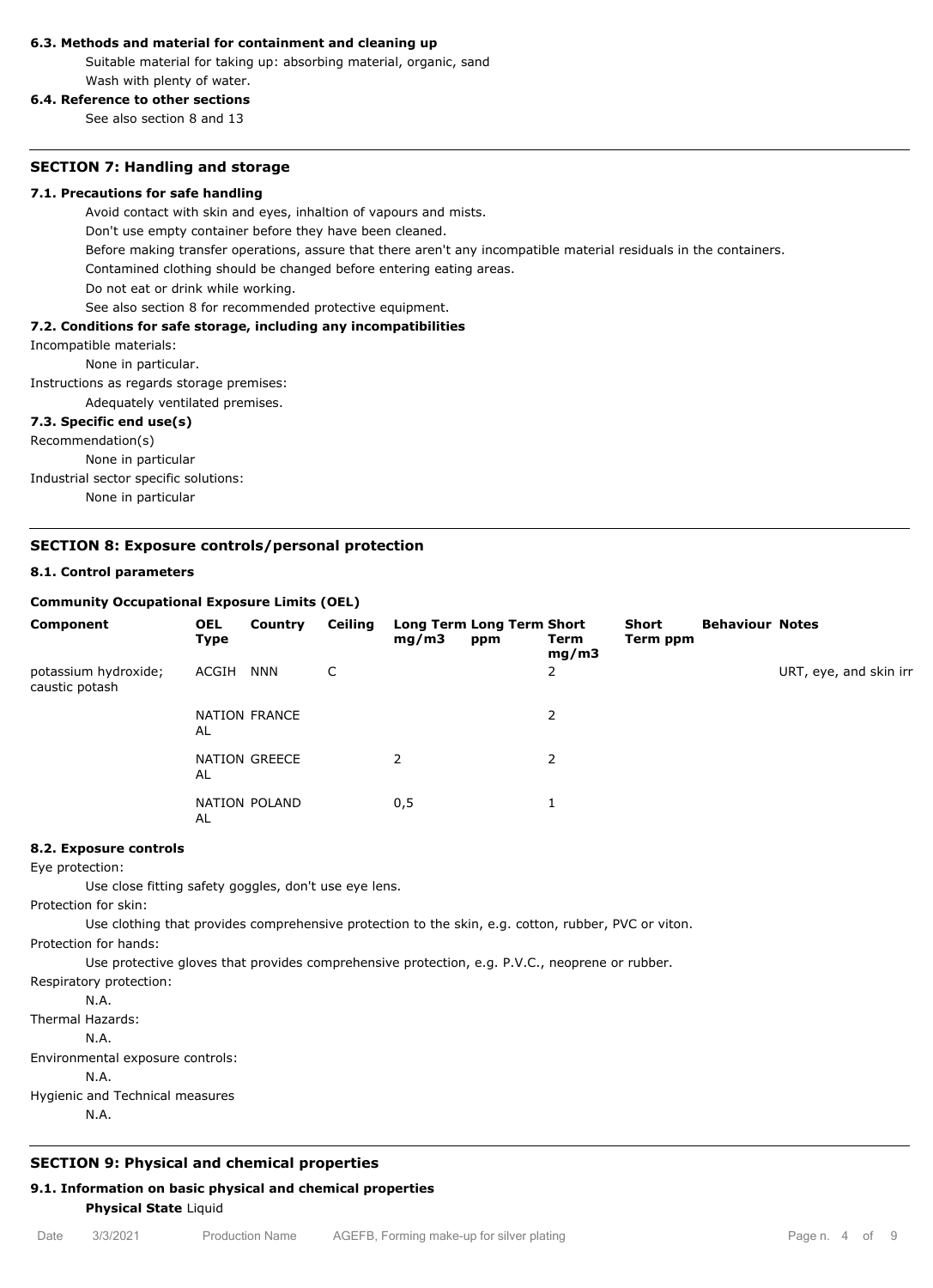#### 6.3. Methods and material for containment and cleaning up

Suitable material for taking up: absorbing material, organic, sand

Wash with plenty of water.

#### 6.4. Reference to other sections

See also section 8 and 13

### SECTION 7: Handling and storage

#### 7.1. Precautions for safe handling

Avoid contact with skin and eyes, inhaltion of vapours and mists.

Don't use empty container before they have been cleaned.

Before making transfer operations, assure that there aren't any incompatible material residuals in the containers.

Contamined clothing should be changed before entering eating areas.

Do not eat or drink while working.

See also section 8 for recommended protective equipment.

#### 7.2. Conditions for safe storage, including any incompatibilities

Incompatible materials:

None in particular.

Instructions as regards storage premises:

Adequately ventilated premises.

#### 7.3. Specific end use(s)

Recommendation(s)

None in particular

Industrial sector specific solutions:

None in particular

### SECTION 8: Exposure controls/personal protection

#### 8.1. Control parameters

**Community Occupational Exposure Limits (OEL)**

| Component | OEL Type | Country | Ceiling | Long Term mg/m3 | Long Term ppm | Short Term mg/m3 | Short Term ppm | Behaviour | Notes |
|---|---|---|---|---|---|---|---|---|---|
| potassium hydroxide; caustic potash | ACGIH | NNN | C | | | 2 | | | URT, eye, and skin irr |
| | NATIONAL | FRANCE | | | | 2 | | | |
| | NATIONAL | GREECE | | 2 | | 2 | | | |
| | NATIONAL | POLAND | | 0,5 | | 1 | | | |

#### 8.2. Exposure controls

Eye protection:

Use close fitting safety goggles, don't use eye lens.

Protection for skin:

Use clothing that provides comprehensive protection to the skin, e.g. cotton, rubber, PVC or viton.

Protection for hands:

Use protective gloves that provides comprehensive protection, e.g. P.V.C., neoprene or rubber.

Respiratory protection:

N.A.

Thermal Hazards:

N.A.

Environmental exposure controls:

N.A.

Hygienic and Technical measures

N.A.

### SECTION 9: Physical and chemical properties

#### 9.1. Information on basic physical and chemical properties

**Physical State** Liquid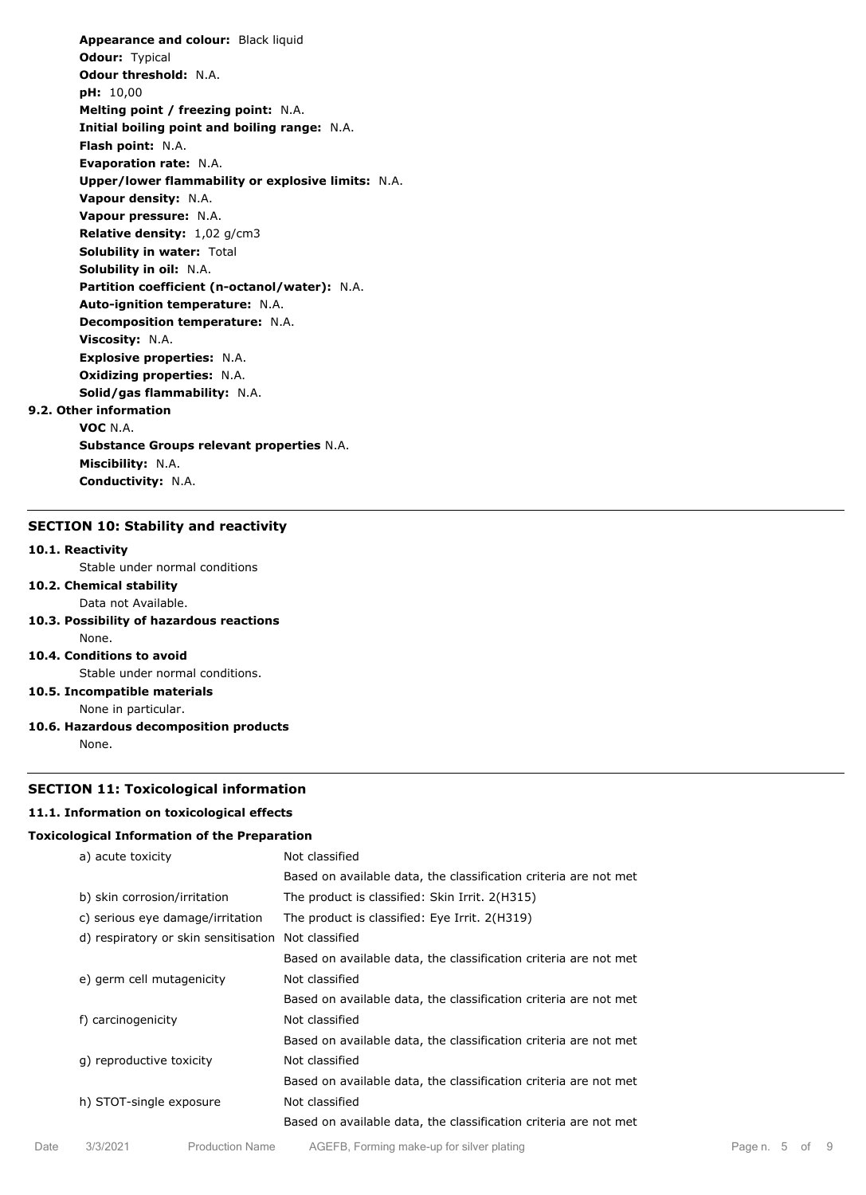**Appearance and colour:** Black liquid
**Odour:** Typical
**Odour threshold:** N.A.
**pH:** 10,00
**Melting point / freezing point:** N.A.
**Initial boiling point and boiling range:** N.A.
**Flash point:** N.A.
**Evaporation rate:** N.A.
**Upper/lower flammability or explosive limits:** N.A.
**Vapour density:** N.A.
**Vapour pressure:** N.A.
**Relative density:** 1,02 g/cm3
**Solubility in water:** Total
**Solubility in oil:** N.A.
**Partition coefficient (n-octanol/water):** N.A.
**Auto-ignition temperature:** N.A.
**Decomposition temperature:** N.A.
**Viscosity:** N.A.
**Explosive properties:** N.A.
**Oxidizing properties:** N.A.
**Solid/gas flammability:** N.A.

**9.2. Other information**

**VOC** N.A.
**Substance Groups relevant properties** N.A.
**Miscibility:** N.A.
**Conductivity:** N.A.

## SECTION 10: Stability and reactivity

**10.1. Reactivity**

Stable under normal conditions

**10.2. Chemical stability**

Data not Available.

**10.3. Possibility of hazardous reactions**

None.

**10.4. Conditions to avoid**

Stable under normal conditions.

**10.5. Incompatible materials**

None in particular.

**10.6. Hazardous decomposition products**

None.

## SECTION 11: Toxicological information

**11.1. Information on toxicological effects**

**Toxicological Information of the Preparation**

| | |
|---|---|
| a) acute toxicity | Not classified<br>Based on available data, the classification criteria are not met |
| b) skin corrosion/irritation | The product is classified: Skin Irrit. 2(H315) |
| c) serious eye damage/irritation | The product is classified: Eye Irrit. 2(H319) |
| d) respiratory or skin sensitisation | Not classified<br>Based on available data, the classification criteria are not met |
| e) germ cell mutagenicity | Not classified<br>Based on available data, the classification criteria are not met |
| f) carcinogenicity | Not classified<br>Based on available data, the classification criteria are not met |
| g) reproductive toxicity | Not classified<br>Based on available data, the classification criteria are not met |
| h) STOT-single exposure | Not classified<br>Based on available data, the classification criteria are not met |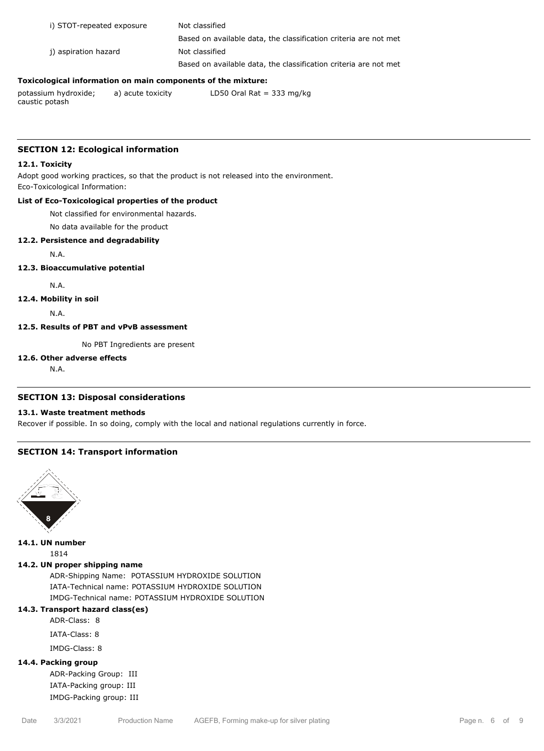| | |
|---|---|
| i) STOT-repeated exposure | Not classified |
| | Based on available data, the classification criteria are not met |
| j) aspiration hazard | Not classified |
| | Based on available data, the classification criteria are not met |

**Toxicological information on main components of the mixture:**

| | | |
|---|---|---|
| potassium hydroxide; caustic potash | a) acute toxicity | LD50 Oral Rat = 333 mg/kg |

## SECTION 12: Ecological information

### 12.1. Toxicity

Adopt good working practices, so that the product is not released into the environment.

Eco-Toxicological Information:

**List of Eco-Toxicological properties of the product**

Not classified for environmental hazards.

No data available for the product

### 12.2. Persistence and degradability

N.A.

### 12.3. Bioaccumulative potential

N.A.

### 12.4. Mobility in soil

N.A.

### 12.5. Results of PBT and vPvB assessment

No PBT Ingredients are present

### 12.6. Other adverse effects

N.A.

## SECTION 13: Disposal considerations

### 13.1. Waste treatment methods

Recover if possible. In so doing, comply with the local and national regulations currently in force.

## SECTION 14: Transport information

### 14.1. UN number

1814

### 14.2. UN proper shipping name

ADR-Shipping Name: POTASSIUM HYDROXIDE SOLUTION

IATA-Technical name: POTASSIUM HYDROXIDE SOLUTION

IMDG-Technical name: POTASSIUM HYDROXIDE SOLUTION

### 14.3. Transport hazard class(es)

ADR-Class: 8

IATA-Class: 8

IMDG-Class: 8

### 14.4. Packing group

ADR-Packing Group: III

IATA-Packing group: III

IMDG-Packing group: III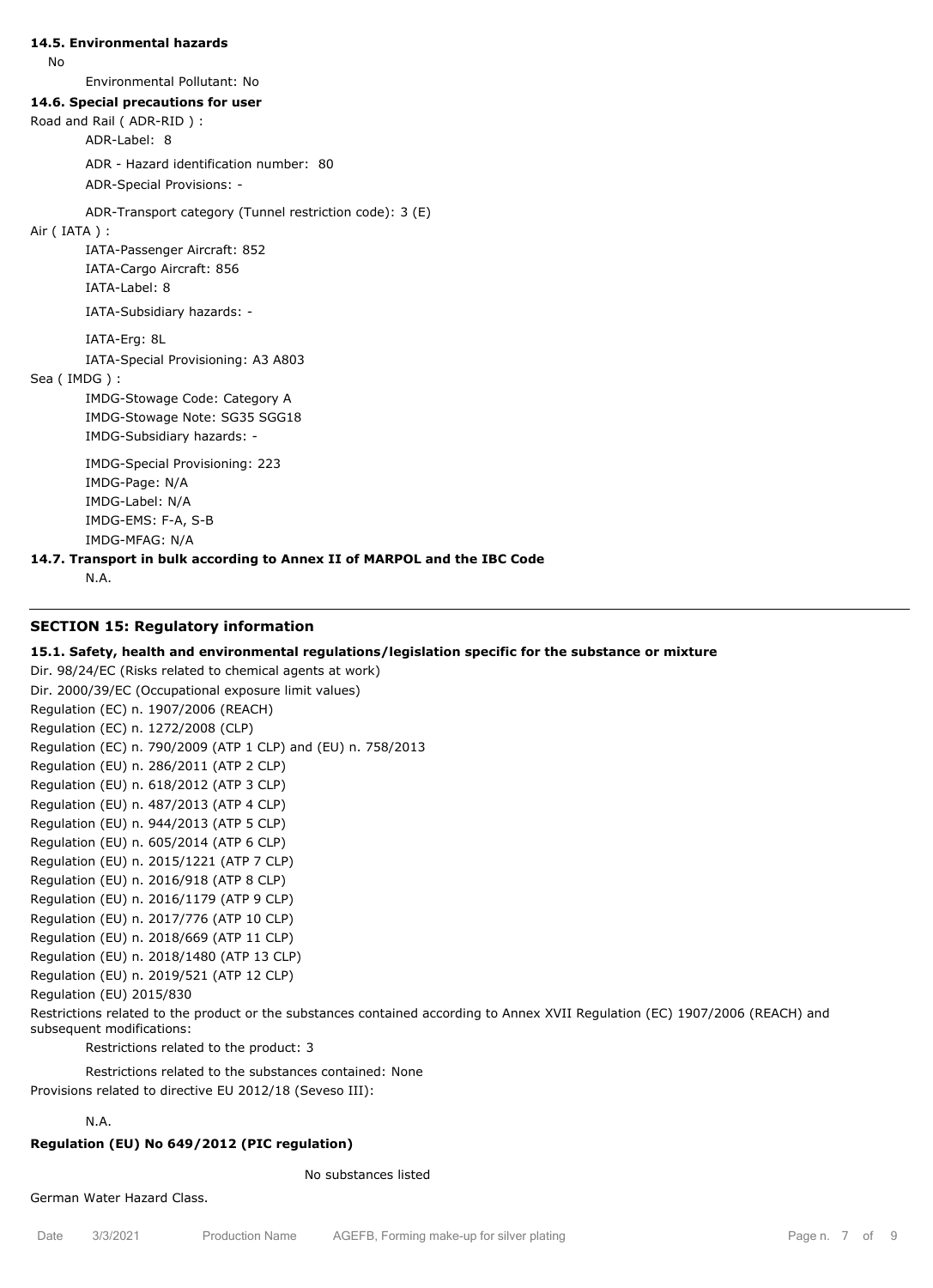**14.5. Environmental hazards**

No

Environmental Pollutant: No

**14.6. Special precautions for user**

Road and Rail ( ADR-RID ) :

ADR-Label: 8

ADR - Hazard identification number: 80

ADR-Special Provisions: -

ADR-Transport category (Tunnel restriction code): 3 (E)

Air ( IATA ) :

IATA-Passenger Aircraft: 852

IATA-Cargo Aircraft: 856

IATA-Label: 8

IATA-Subsidiary hazards: -

IATA-Erg: 8L

IATA-Special Provisioning: A3 A803

Sea ( IMDG ) :

IMDG-Stowage Code: Category A

IMDG-Stowage Note: SG35 SGG18

IMDG-Subsidiary hazards: -

IMDG-Special Provisioning: 223

IMDG-Page: N/A

IMDG-Label: N/A

IMDG-EMS: F-A, S-B

IMDG-MFAG: N/A

**14.7. Transport in bulk according to Annex II of MARPOL and the IBC Code**

N.A.

## SECTION 15: Regulatory information

**15.1. Safety, health and environmental regulations/legislation specific for the substance or mixture**

Dir. 98/24/EC (Risks related to chemical agents at work)
Dir. 2000/39/EC (Occupational exposure limit values)
Regulation (EC) n. 1907/2006 (REACH)
Regulation (EC) n. 1272/2008 (CLP)
Regulation (EC) n. 790/2009 (ATP 1 CLP) and (EU) n. 758/2013
Regulation (EU) n. 286/2011 (ATP 2 CLP)
Regulation (EU) n. 618/2012 (ATP 3 CLP)
Regulation (EU) n. 487/2013 (ATP 4 CLP)
Regulation (EU) n. 944/2013 (ATP 5 CLP)
Regulation (EU) n. 605/2014 (ATP 6 CLP)
Regulation (EU) n. 2015/1221 (ATP 7 CLP)
Regulation (EU) n. 2016/918 (ATP 8 CLP)
Regulation (EU) n. 2016/1179 (ATP 9 CLP)
Regulation (EU) n. 2017/776 (ATP 10 CLP)
Regulation (EU) n. 2018/669 (ATP 11 CLP)
Regulation (EU) n. 2018/1480 (ATP 13 CLP)
Regulation (EU) n. 2019/521 (ATP 12 CLP)
Regulation (EU) 2015/830

Restrictions related to the product or the substances contained according to Annex XVII Regulation (EC) 1907/2006 (REACH) and subsequent modifications:

Restrictions related to the product: 3

Restrictions related to the substances contained: None

Provisions related to directive EU 2012/18 (Seveso III):

N.A.

**Regulation (EU) No 649/2012 (PIC regulation)**

No substances listed

German Water Hazard Class.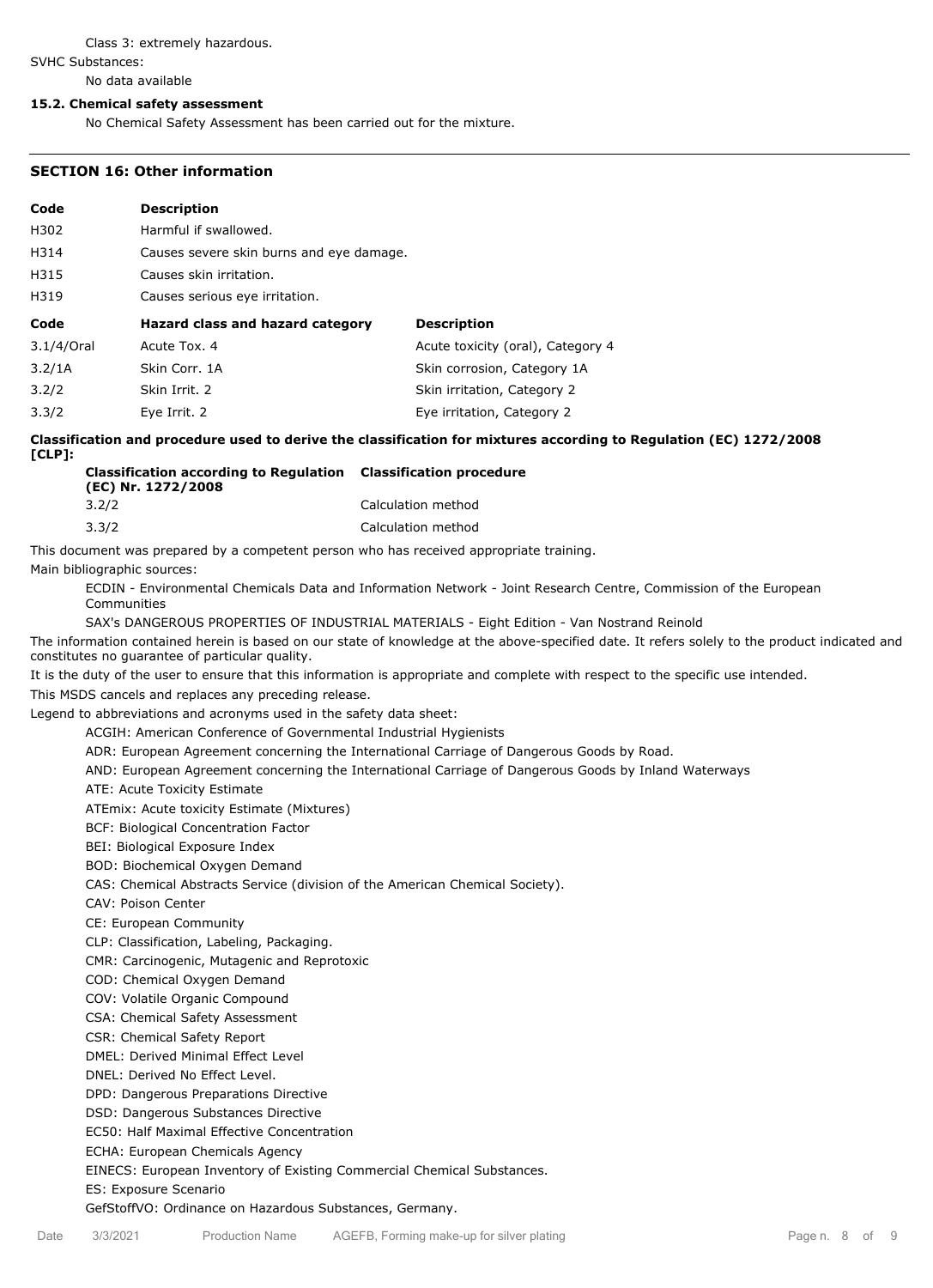Class 3: extremely hazardous.

SVHC Substances:

No data available

**15.2. Chemical safety assessment**

No Chemical Safety Assessment has been carried out for the mixture.

## SECTION 16: Other information

| Code | Description |
|---|---|
| H302 | Harmful if swallowed. |
| H314 | Causes severe skin burns and eye damage. |
| H315 | Causes skin irritation. |
| H319 | Causes serious eye irritation. |

| Code | Hazard class and hazard category | Description |
|---|---|---|
| 3.1/4/Oral | Acute Tox. 4 | Acute toxicity (oral), Category 4 |
| 3.2/1A | Skin Corr. 1A | Skin corrosion, Category 1A |
| 3.2/2 | Skin Irrit. 2 | Skin irritation, Category 2 |
| 3.3/2 | Eye Irrit. 2 | Eye irritation, Category 2 |

**Classification and procedure used to derive the classification for mixtures according to Regulation (EC) 1272/2008 [CLP]:**

| Classification according to Regulation (EC) Nr. 1272/2008 | Classification procedure |
|---|---|
| 3.2/2 | Calculation method |
| 3.3/2 | Calculation method |

This document was prepared by a competent person who has received appropriate training.

Main bibliographic sources:

ECDIN - Environmental Chemicals Data and Information Network - Joint Research Centre, Commission of the European Communities

SAX's DANGEROUS PROPERTIES OF INDUSTRIAL MATERIALS - Eight Edition - Van Nostrand Reinold

The information contained herein is based on our state of knowledge at the above-specified date. It refers solely to the product indicated and constitutes no guarantee of particular quality.

It is the duty of the user to ensure that this information is appropriate and complete with respect to the specific use intended.

This MSDS cancels and replaces any preceding release.

Legend to abbreviations and acronyms used in the safety data sheet:

ACGIH: American Conference of Governmental Industrial Hygienists

ADR: European Agreement concerning the International Carriage of Dangerous Goods by Road.

AND: European Agreement concerning the International Carriage of Dangerous Goods by Inland Waterways

ATE: Acute Toxicity Estimate

ATEmix: Acute toxicity Estimate (Mixtures)

BCF: Biological Concentration Factor

BEI: Biological Exposure Index

BOD: Biochemical Oxygen Demand

CAS: Chemical Abstracts Service (division of the American Chemical Society).

CAV: Poison Center

CE: European Community

CLP: Classification, Labeling, Packaging.

CMR: Carcinogenic, Mutagenic and Reprotoxic

COD: Chemical Oxygen Demand

COV: Volatile Organic Compound

CSA: Chemical Safety Assessment

CSR: Chemical Safety Report

DMEL: Derived Minimal Effect Level

DNEL: Derived No Effect Level.

DPD: Dangerous Preparations Directive

DSD: Dangerous Substances Directive

EC50: Half Maximal Effective Concentration

ECHA: European Chemicals Agency

EINECS: European Inventory of Existing Commercial Chemical Substances.

ES: Exposure Scenario

GefStoffVO: Ordinance on Hazardous Substances, Germany.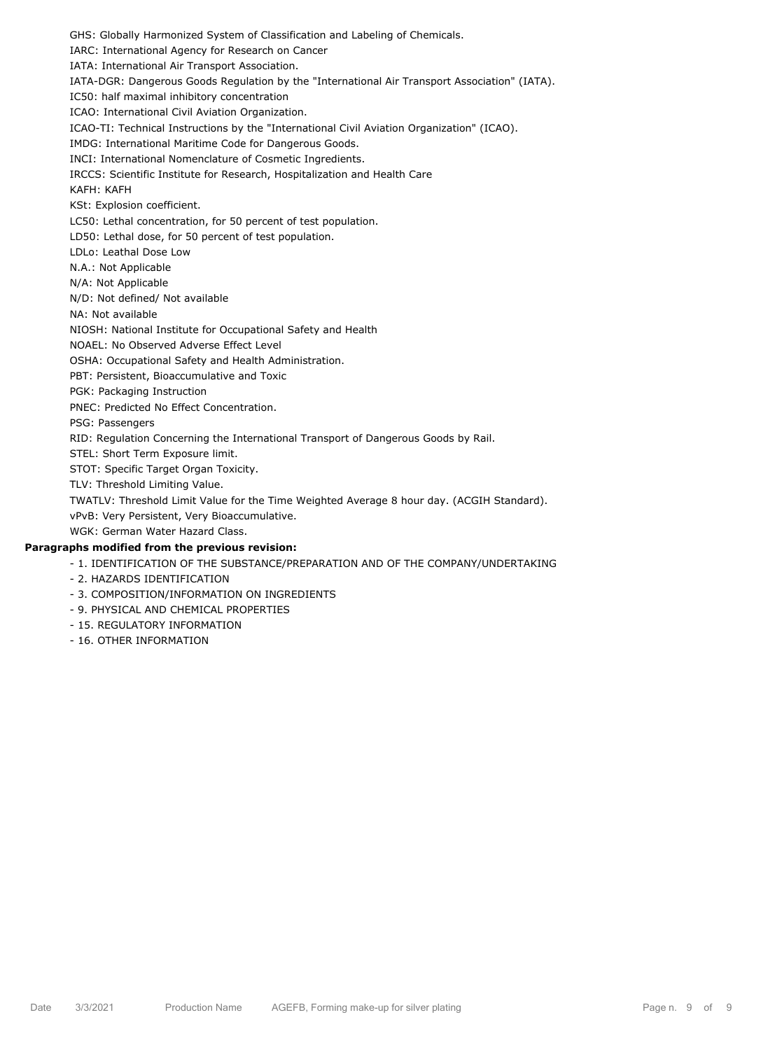GHS: Globally Harmonized System of Classification and Labeling of Chemicals.

IARC: International Agency for Research on Cancer

IATA: International Air Transport Association.

IATA-DGR: Dangerous Goods Regulation by the "International Air Transport Association" (IATA).

IC50: half maximal inhibitory concentration

ICAO: International Civil Aviation Organization.

ICAO-TI: Technical Instructions by the "International Civil Aviation Organization" (ICAO).

IMDG: International Maritime Code for Dangerous Goods.

INCI: International Nomenclature of Cosmetic Ingredients.

IRCCS: Scientific Institute for Research, Hospitalization and Health Care

KAFH: KAFH

KSt: Explosion coefficient.

LC50: Lethal concentration, for 50 percent of test population.

LD50: Lethal dose, for 50 percent of test population.

LDLo: Leathal Dose Low

N.A.: Not Applicable

N/A: Not Applicable

N/D: Not defined/ Not available

NA: Not available

NIOSH: National Institute for Occupational Safety and Health

NOAEL: No Observed Adverse Effect Level

OSHA: Occupational Safety and Health Administration.

PBT: Persistent, Bioaccumulative and Toxic

PGK: Packaging Instruction

PNEC: Predicted No Effect Concentration.

PSG: Passengers

RID: Regulation Concerning the International Transport of Dangerous Goods by Rail.

STEL: Short Term Exposure limit.

STOT: Specific Target Organ Toxicity.

TLV: Threshold Limiting Value.

TWATLV: Threshold Limit Value for the Time Weighted Average 8 hour day. (ACGIH Standard).

vPvB: Very Persistent, Very Bioaccumulative.

WGK: German Water Hazard Class.

**Paragraphs modified from the previous revision:**

- 1. IDENTIFICATION OF THE SUBSTANCE/PREPARATION AND OF THE COMPANY/UNDERTAKING
- 2. HAZARDS IDENTIFICATION
- 3. COMPOSITION/INFORMATION ON INGREDIENTS
- 9. PHYSICAL AND CHEMICAL PROPERTIES
- 15. REGULATORY INFORMATION
- 16. OTHER INFORMATION